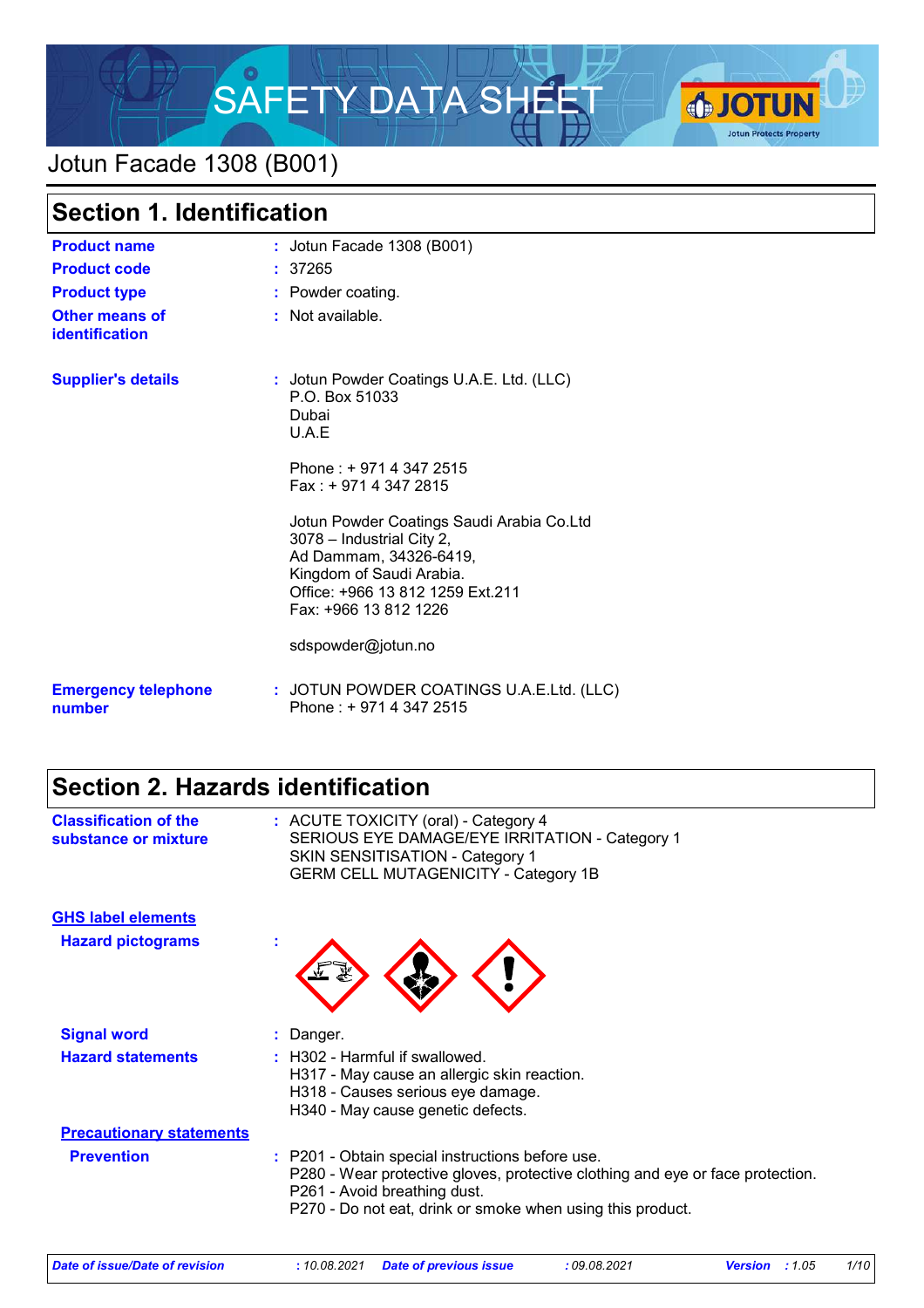# SAFETY DATA SHEET

## Jotun Facade 1308 (B001)

## Section 1. Identification

| | |
|---|---|
| **Product name** | : Jotun Facade 1308 (B001) |
| **Product code** | : 37265 |
| **Product type** | : Powder coating. |
| **Other means of identification** | : Not available. |
| **Supplier's details** | : Jotun Powder Coatings U.A.E. Ltd. (LLC)<br>P.O. Box 51033<br>Dubai<br>U.A.E<br><br>Phone : + 971 4 347 2515<br>Fax : + 971 4 347 2815<br><br>Jotun Powder Coatings Saudi Arabia Co.Ltd<br>3078 – Industrial City 2,<br>Ad Dammam, 34326-6419,<br>Kingdom of Saudi Arabia.<br>Office: +966 13 812 1259 Ext.211<br>Fax: +966 13 812 1226<br><br>sdspowder@jotun.no |
| **Emergency telephone number** | : JOTUN POWDER COATINGS U.A.E.Ltd. (LLC)<br>Phone : + 971 4 347 2515 |

## Section 2. Hazards identification

**Classification of the substance or mixture** : ACUTE TOXICITY (oral) - Category 4
SERIOUS EYE DAMAGE/EYE IRRITATION - Category 1
SKIN SENSITISATION - Category 1
GERM CELL MUTAGENICITY - Category 1B

### GHS label elements

**Hazard pictograms** :

**Signal word** : Danger.

**Hazard statements** : H302 - Harmful if swallowed.
H317 - May cause an allergic skin reaction.
H318 - Causes serious eye damage.
H340 - May cause genetic defects.

### Precautionary statements

**Prevention** : P201 - Obtain special instructions before use.
P280 - Wear protective gloves, protective clothing and eye or face protection.
P261 - Avoid breathing dust.
P270 - Do not eat, drink or smoke when using this product.

*Date of issue/Date of revision : 10.08.2021 Date of previous issue : 09.08.2021 Version : 1.05*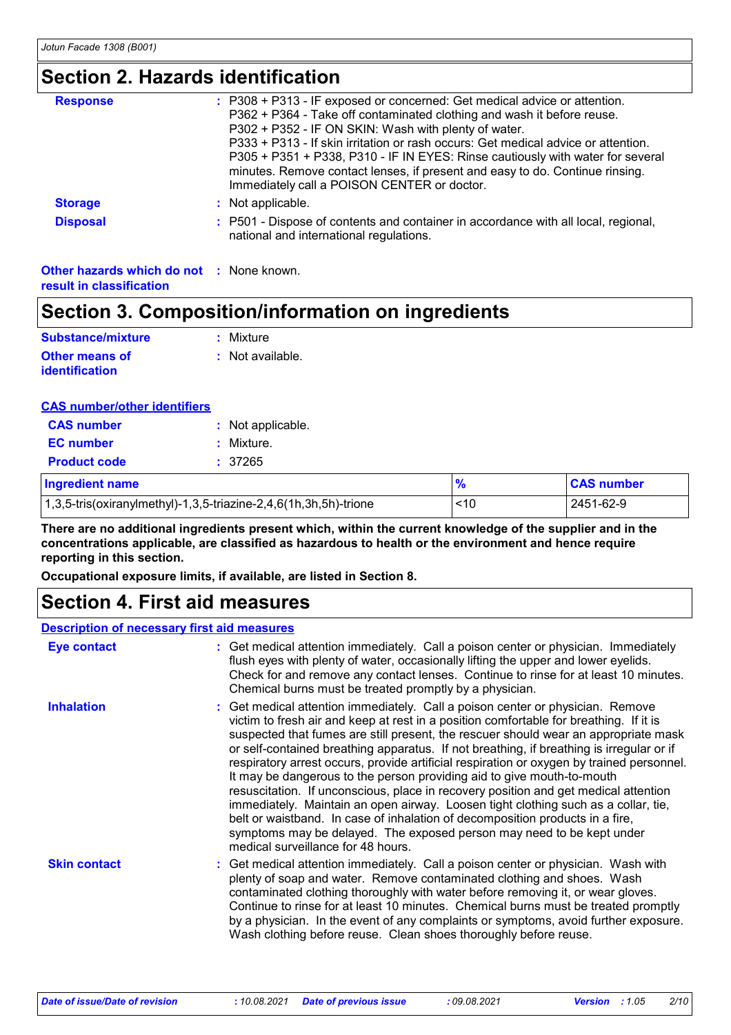## Section 2. Hazards identification

**Response** : P308 + P313 - IF exposed or concerned: Get medical advice or attention. P362 + P364 - Take off contaminated clothing and wash it before reuse. P302 + P352 - IF ON SKIN: Wash with plenty of water. P333 + P313 - If skin irritation or rash occurs: Get medical advice or attention. P305 + P351 + P338, P310 - IF IN EYES: Rinse cautiously with water for several minutes. Remove contact lenses, if present and easy to do. Continue rinsing. Immediately call a POISON CENTER or doctor.

**Storage** : Not applicable.

**Disposal** : P501 - Dispose of contents and container in accordance with all local, regional, national and international regulations.

**Other hazards which do not result in classification** : None known.

## Section 3. Composition/information on ingredients

**Substance/mixture** : Mixture

**Other means of identification** : Not available.

**CAS number/other identifiers**

**CAS number** : Not applicable.

**EC number** : Mixture.

**Product code** : 37265

| Ingredient name | % | CAS number |
|---|---|---|
| 1,3,5-tris(oxiranylmethyl)-1,3,5-triazine-2,4,6(1h,3h,5h)-trione | <10 | 2451-62-9 |

**There are no additional ingredients present which, within the current knowledge of the supplier and in the concentrations applicable, are classified as hazardous to health or the environment and hence require reporting in this section.**

**Occupational exposure limits, if available, are listed in Section 8.**

## Section 4. First aid measures

**Description of necessary first aid measures**

**Eye contact** : Get medical attention immediately. Call a poison center or physician. Immediately flush eyes with plenty of water, occasionally lifting the upper and lower eyelids. Check for and remove any contact lenses. Continue to rinse for at least 10 minutes. Chemical burns must be treated promptly by a physician.

**Inhalation** : Get medical attention immediately. Call a poison center or physician. Remove victim to fresh air and keep at rest in a position comfortable for breathing. If it is suspected that fumes are still present, the rescuer should wear an appropriate mask or self-contained breathing apparatus. If not breathing, if breathing is irregular or if respiratory arrest occurs, provide artificial respiration or oxygen by trained personnel. It may be dangerous to the person providing aid to give mouth-to-mouth resuscitation. If unconscious, place in recovery position and get medical attention immediately. Maintain an open airway. Loosen tight clothing such as a collar, tie, belt or waistband. In case of inhalation of decomposition products in a fire, symptoms may be delayed. The exposed person may need to be kept under medical surveillance for 48 hours.

**Skin contact** : Get medical attention immediately. Call a poison center or physician. Wash with plenty of soap and water. Remove contaminated clothing and shoes. Wash contaminated clothing thoroughly with water before removing it, or wear gloves. Continue to rinse for at least 10 minutes. Chemical burns must be treated promptly by a physician. In the event of any complaints or symptoms, avoid further exposure. Wash clothing before reuse. Clean shoes thoroughly before reuse.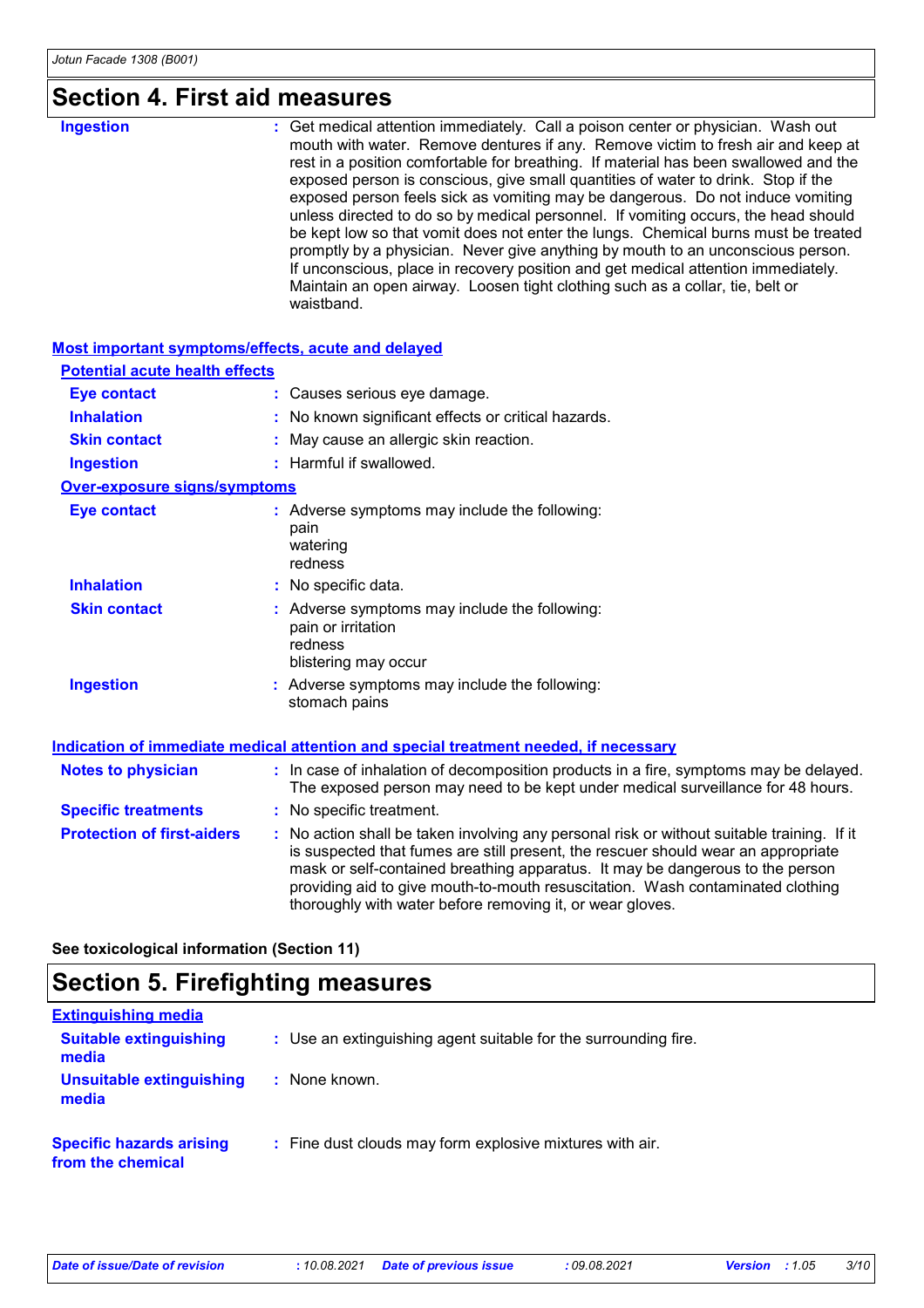# Section 4. First aid measures

**Ingestion** : Get medical attention immediately. Call a poison center or physician. Wash out mouth with water. Remove dentures if any. Remove victim to fresh air and keep at rest in a position comfortable for breathing. If material has been swallowed and the exposed person is conscious, give small quantities of water to drink. Stop if the exposed person feels sick as vomiting may be dangerous. Do not induce vomiting unless directed to do so by medical personnel. If vomiting occurs, the head should be kept low so that vomit does not enter the lungs. Chemical burns must be treated promptly by a physician. Never give anything by mouth to an unconscious person. If unconscious, place in recovery position and get medical attention immediately. Maintain an open airway. Loosen tight clothing such as a collar, tie, belt or waistband.

## Most important symptoms/effects, acute and delayed

### Potential acute health effects

**Eye contact** : Causes serious eye damage.

**Inhalation** : No known significant effects or critical hazards.

**Skin contact** : May cause an allergic skin reaction.

**Ingestion** : Harmful if swallowed.

### Over-exposure signs/symptoms

**Eye contact** : Adverse symptoms may include the following:
pain
watering
redness

**Inhalation** : No specific data.

**Skin contact** : Adverse symptoms may include the following:
pain or irritation
redness
blistering may occur

**Ingestion** : Adverse symptoms may include the following:
stomach pains

## Indication of immediate medical attention and special treatment needed, if necessary

**Notes to physician** : In case of inhalation of decomposition products in a fire, symptoms may be delayed. The exposed person may need to be kept under medical surveillance for 48 hours.

**Specific treatments** : No specific treatment.

**Protection of first-aiders** : No action shall be taken involving any personal risk or without suitable training. If it is suspected that fumes are still present, the rescuer should wear an appropriate mask or self-contained breathing apparatus. It may be dangerous to the person providing aid to give mouth-to-mouth resuscitation. Wash contaminated clothing thoroughly with water before removing it, or wear gloves.

**See toxicological information (Section 11)**

# Section 5. Firefighting measures

## Extinguishing media

**Suitable extinguishing media** : Use an extinguishing agent suitable for the surrounding fire.

**Unsuitable extinguishing media** : None known.

**Specific hazards arising from the chemical** : Fine dust clouds may form explosive mixtures with air.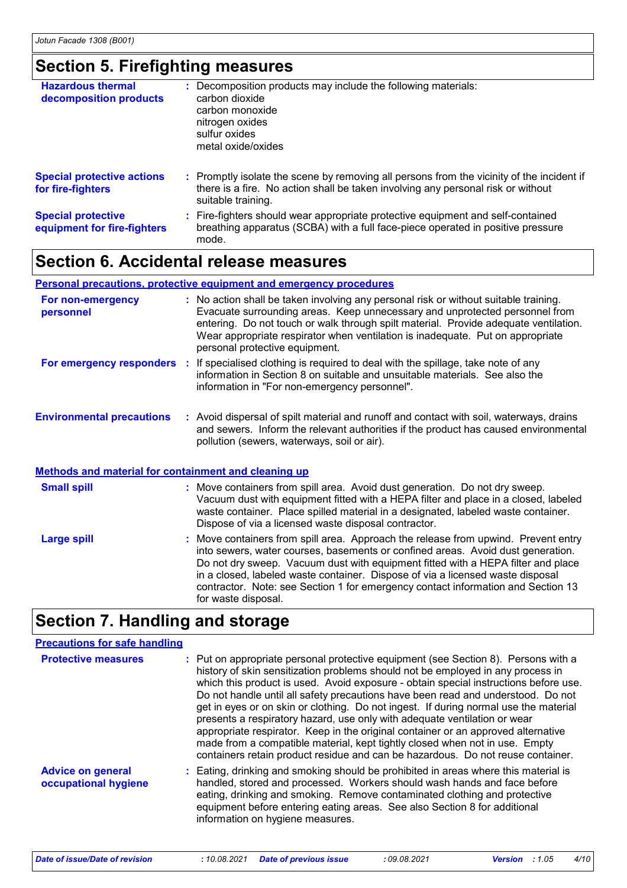## Section 5. Firefighting measures

| | |
|---|---|
| **Hazardous thermal decomposition products** | : Decomposition products may include the following materials:<br>carbon dioxide<br>carbon monoxide<br>nitrogen oxides<br>sulfur oxides<br>metal oxide/oxides |
| **Special protective actions for fire-fighters** | : Promptly isolate the scene by removing all persons from the vicinity of the incident if there is a fire. No action shall be taken involving any personal risk or without suitable training. |
| **Special protective equipment for fire-fighters** | : Fire-fighters should wear appropriate protective equipment and self-contained breathing apparatus (SCBA) with a full face-piece operated in positive pressure mode. |

## Section 6. Accidental release measures

### Personal precautions, protective equipment and emergency procedures

| | |
|---|---|
| **For non-emergency personnel** | : No action shall be taken involving any personal risk or without suitable training. Evacuate surrounding areas. Keep unnecessary and unprotected personnel from entering. Do not touch or walk through spilt material. Provide adequate ventilation. Wear appropriate respirator when ventilation is inadequate. Put on appropriate personal protective equipment. |
| **For emergency responders** | : If specialised clothing is required to deal with the spillage, take note of any information in Section 8 on suitable and unsuitable materials. See also the information in "For non-emergency personnel". |
| **Environmental precautions** | : Avoid dispersal of spilt material and runoff and contact with soil, waterways, drains and sewers. Inform the relevant authorities if the product has caused environmental pollution (sewers, waterways, soil or air). |

### Methods and material for containment and cleaning up

| | |
|---|---|
| **Small spill** | : Move containers from spill area. Avoid dust generation. Do not dry sweep. Vacuum dust with equipment fitted with a HEPA filter and place in a closed, labeled waste container. Place spilled material in a designated, labeled waste container. Dispose of via a licensed waste disposal contractor. |
| **Large spill** | : Move containers from spill area. Approach the release from upwind. Prevent entry into sewers, water courses, basements or confined areas. Avoid dust generation. Do not dry sweep. Vacuum dust with equipment fitted with a HEPA filter and place in a closed, labeled waste container. Dispose of via a licensed waste disposal contractor. Note: see Section 1 for emergency contact information and Section 13 for waste disposal. |

## Section 7. Handling and storage

### Precautions for safe handling

| | |
|---|---|
| **Protective measures** | : Put on appropriate personal protective equipment (see Section 8). Persons with a history of skin sensitization problems should not be employed in any process in which this product is used. Avoid exposure - obtain special instructions before use. Do not handle until all safety precautions have been read and understood. Do not get in eyes or on skin or clothing. Do not ingest. If during normal use the material presents a respiratory hazard, use only with adequate ventilation or wear appropriate respirator. Keep in the original container or an approved alternative made from a compatible material, kept tightly closed when not in use. Empty containers retain product residue and can be hazardous. Do not reuse container. |
| **Advice on general occupational hygiene** | : Eating, drinking and smoking should be prohibited in areas where this material is handled, stored and processed. Workers should wash hands and face before eating, drinking and smoking. Remove contaminated clothing and protective equipment before entering eating areas. See also Section 8 for additional information on hygiene measures. |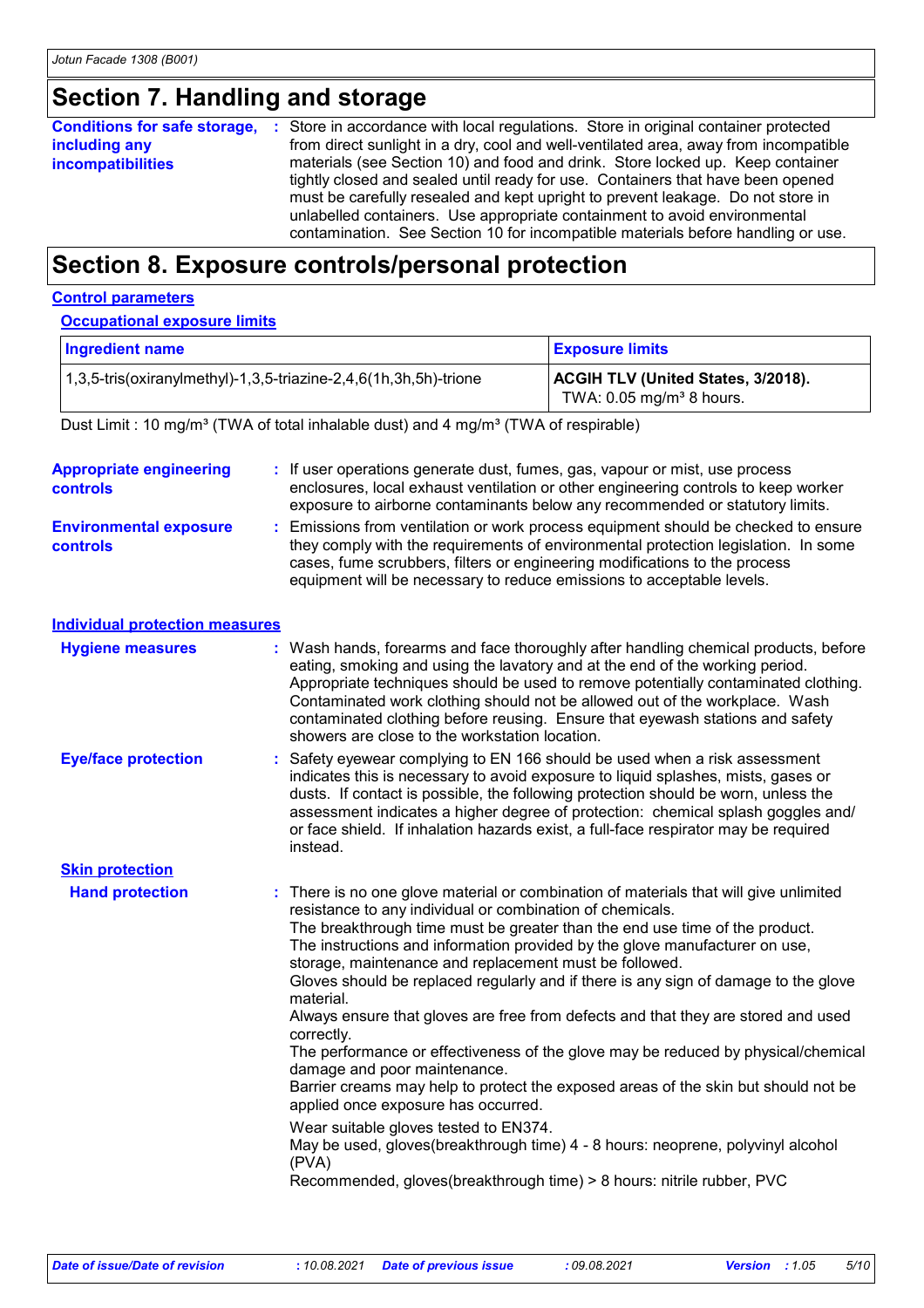## Section 7. Handling and storage

**Conditions for safe storage, including any incompatibilities** : Store in accordance with local regulations. Store in original container protected from direct sunlight in a dry, cool and well-ventilated area, away from incompatible materials (see Section 10) and food and drink. Store locked up. Keep container tightly closed and sealed until ready for use. Containers that have been opened must be carefully resealed and kept upright to prevent leakage. Do not store in unlabelled containers. Use appropriate containment to avoid environmental contamination. See Section 10 for incompatible materials before handling or use.

## Section 8. Exposure controls/personal protection

### Control parameters

#### Occupational exposure limits

| Ingredient name | Exposure limits |
|---|---|
| 1,3,5-tris(oxiranylmethyl)-1,3,5-triazine-2,4,6(1h,3h,5h)-trione | **ACGIH TLV (United States, 3/2018).** TWA: 0.05 mg/m³ 8 hours. |

Dust Limit : 10 mg/m³ (TWA of total inhalable dust) and 4 mg/m³ (TWA of respirable)

**Appropriate engineering controls** : If user operations generate dust, fumes, gas, vapour or mist, use process enclosures, local exhaust ventilation or other engineering controls to keep worker exposure to airborne contaminants below any recommended or statutory limits.

**Environmental exposure controls** : Emissions from ventilation or work process equipment should be checked to ensure they comply with the requirements of environmental protection legislation. In some cases, fume scrubbers, filters or engineering modifications to the process equipment will be necessary to reduce emissions to acceptable levels.

### Individual protection measures

**Hygiene measures** : Wash hands, forearms and face thoroughly after handling chemical products, before eating, smoking and using the lavatory and at the end of the working period. Appropriate techniques should be used to remove potentially contaminated clothing. Contaminated work clothing should not be allowed out of the workplace. Wash contaminated clothing before reusing. Ensure that eyewash stations and safety showers are close to the workstation location.

**Eye/face protection** : Safety eyewear complying to EN 166 should be used when a risk assessment indicates this is necessary to avoid exposure to liquid splashes, mists, gases or dusts. If contact is possible, the following protection should be worn, unless the assessment indicates a higher degree of protection: chemical splash goggles and/or face shield. If inhalation hazards exist, a full-face respirator may be required instead.

#### Skin protection

**Hand protection** : There is no one glove material or combination of materials that will give unlimited resistance to any individual or combination of chemicals.
The breakthrough time must be greater than the end use time of the product.
The instructions and information provided by the glove manufacturer on use, storage, maintenance and replacement must be followed.
Gloves should be replaced regularly and if there is any sign of damage to the glove material.
Always ensure that gloves are free from defects and that they are stored and used correctly.
The performance or effectiveness of the glove may be reduced by physical/chemical damage and poor maintenance.
Barrier creams may help to protect the exposed areas of the skin but should not be applied once exposure has occurred.

Wear suitable gloves tested to EN374.
May be used, gloves(breakthrough time) 4 - 8 hours: neoprene, polyvinyl alcohol (PVA)
Recommended, gloves(breakthrough time) > 8 hours: nitrile rubber, PVC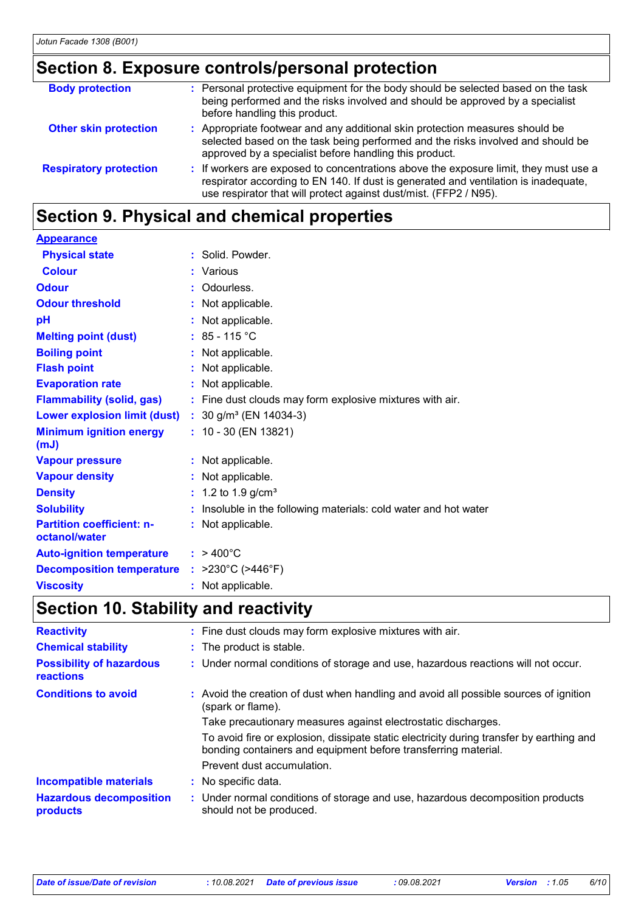## Section 8. Exposure controls/personal protection

| | |
|---|---|
| **Body protection** | : Personal protective equipment for the body should be selected based on the task being performed and the risks involved and should be approved by a specialist before handling this product. |
| **Other skin protection** | : Appropriate footwear and any additional skin protection measures should be selected based on the task being performed and the risks involved and should be approved by a specialist before handling this product. |
| **Respiratory protection** | : If workers are exposed to concentrations above the exposure limit, they must use a respirator according to EN 140. If dust is generated and ventilation is inadequate, use respirator that will protect against dust/mist. (FFP2 / N95). |

## Section 9. Physical and chemical properties

**Appearance**

| | |
|---|---|
| **Physical state** | : Solid. Powder. |
| **Colour** | : Various |
| **Odour** | : Odourless. |
| **Odour threshold** | : Not applicable. |
| **pH** | : Not applicable. |
| **Melting point (dust)** | : 85 - 115 °C |
| **Boiling point** | : Not applicable. |
| **Flash point** | : Not applicable. |
| **Evaporation rate** | : Not applicable. |
| **Flammability (solid, gas)** | : Fine dust clouds may form explosive mixtures with air. |
| **Lower explosion limit (dust)** | : 30 g/m³ (EN 14034-3) |
| **Minimum ignition energy (mJ)** | : 10 - 30 (EN 13821) |
| **Vapour pressure** | : Not applicable. |
| **Vapour density** | : Not applicable. |
| **Density** | : 1.2 to 1.9 g/cm³ |
| **Solubility** | : Insoluble in the following materials: cold water and hot water |
| **Partition coefficient: n-octanol/water** | : Not applicable. |
| **Auto-ignition temperature** | : > 400°C |
| **Decomposition temperature** | : >230°C (>446°F) |
| **Viscosity** | : Not applicable. |

## Section 10. Stability and reactivity

| | |
|---|---|
| **Reactivity** | : Fine dust clouds may form explosive mixtures with air. |
| **Chemical stability** | : The product is stable. |
| **Possibility of hazardous reactions** | : Under normal conditions of storage and use, hazardous reactions will not occur. |
| **Conditions to avoid** | : Avoid the creation of dust when handling and avoid all possible sources of ignition (spark or flame). Take precautionary measures against electrostatic discharges. To avoid fire or explosion, dissipate static electricity during transfer by earthing and bonding containers and equipment before transferring material. Prevent dust accumulation. |
| **Incompatible materials** | : No specific data. |
| **Hazardous decomposition products** | : Under normal conditions of storage and use, hazardous decomposition products should not be produced. |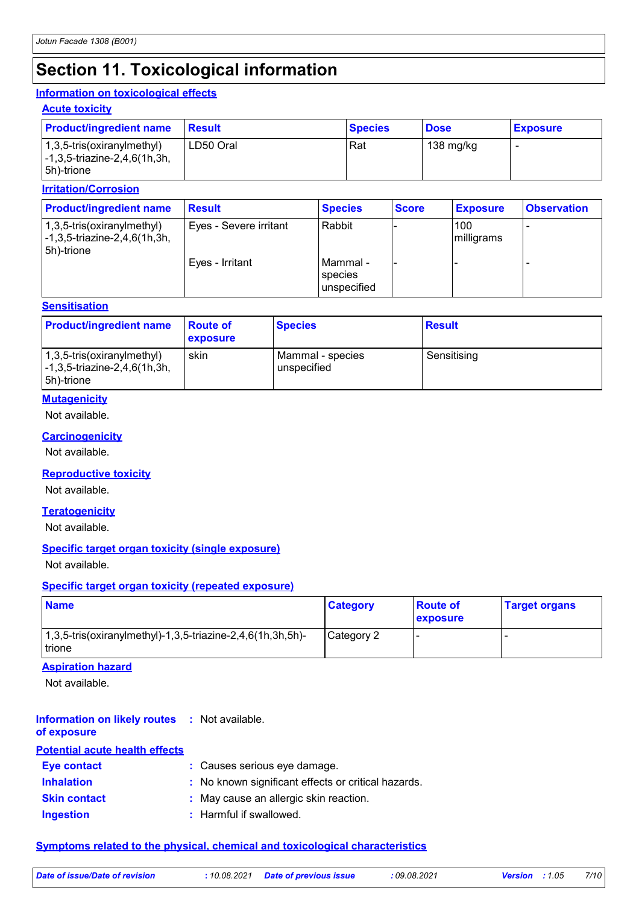## Section 11. Toxicological information

### Information on toxicological effects

#### Acute toxicity

| Product/ingredient name | Result | Species | Dose | Exposure |
|---|---|---|---|---|
| 1,3,5-tris(oxiranylmethyl)-1,3,5-triazine-2,4,6(1h,3h,5h)-trione | LD50 Oral | Rat | 138 mg/kg | - |

#### Irritation/Corrosion

| Product/ingredient name | Result | Species | Score | Exposure | Observation |
|---|---|---|---|---|---|
| 1,3,5-tris(oxiranylmethyl)-1,3,5-triazine-2,4,6(1h,3h,5h)-trione | Eyes - Severe irritant | Rabbit | - | 100 milligrams | - |
| | Eyes - Irritant | Mammal - species unspecified | - | - | - |

#### Sensitisation

| Product/ingredient name | Route of exposure | Species | Result |
|---|---|---|---|
| 1,3,5-tris(oxiranylmethyl)-1,3,5-triazine-2,4,6(1h,3h,5h)-trione | skin | Mammal - species unspecified | Sensitising |

#### Mutagenicity

Not available.

#### Carcinogenicity

Not available.

#### Reproductive toxicity

Not available.

#### Teratogenicity

Not available.

#### Specific target organ toxicity (single exposure)

Not available.

#### Specific target organ toxicity (repeated exposure)

| Name | Category | Route of exposure | Target organs |
|---|---|---|---|
| 1,3,5-tris(oxiranylmethyl)-1,3,5-triazine-2,4,6(1h,3h,5h)-trione | Category 2 | - | - |

#### Aspiration hazard

Not available.

**Information on likely routes of exposure** : Not available.

### Potential acute health effects

**Eye contact** : Causes serious eye damage.

**Inhalation** : No known significant effects or critical hazards.

**Skin contact** : May cause an allergic skin reaction.

**Ingestion** : Harmful if swallowed.

### Symptoms related to the physical, chemical and toxicological characteristics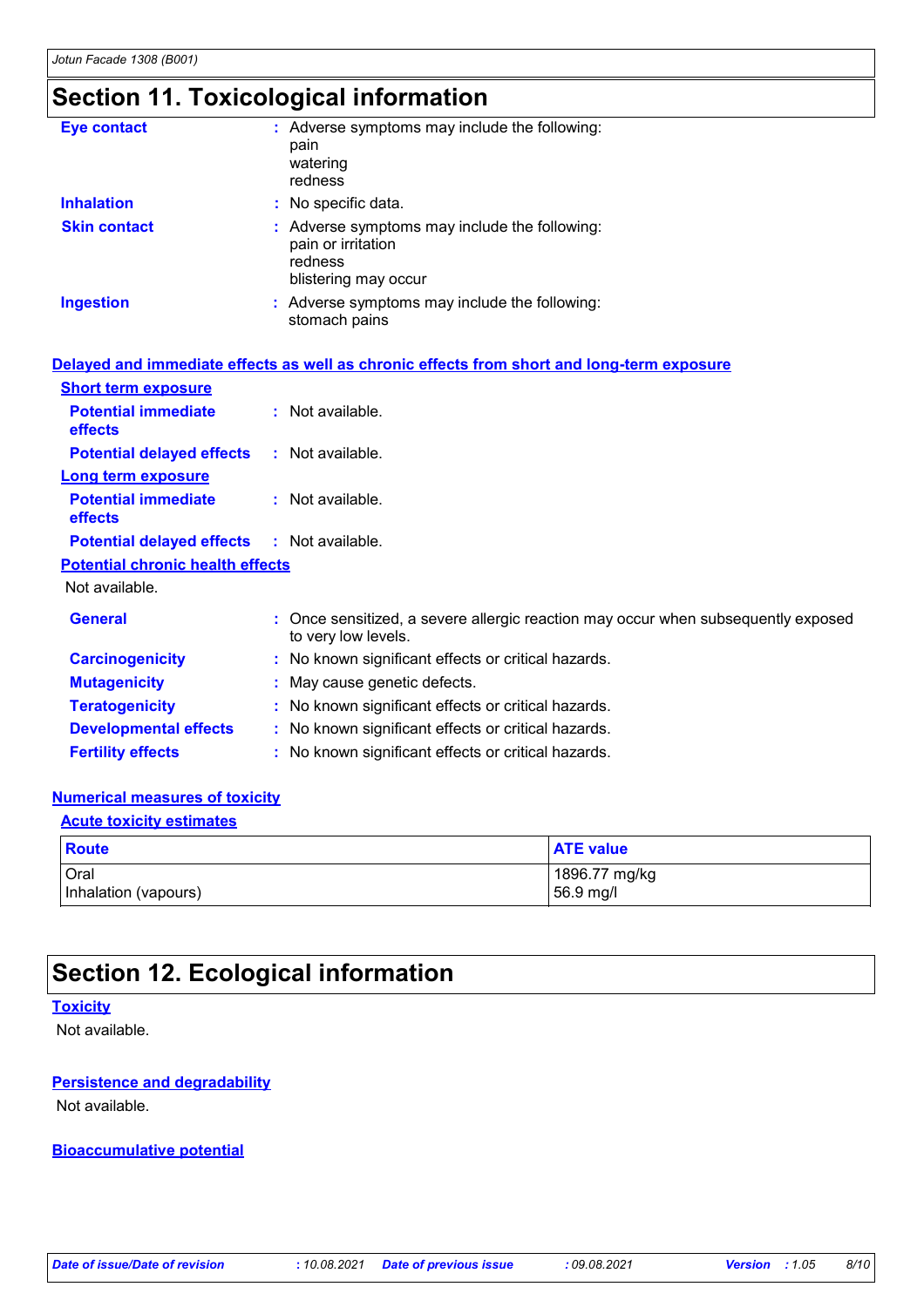## Section 11. Toxicological information

**Eye contact** : Adverse symptoms may include the following:
pain
watering
redness

**Inhalation** : No specific data.

**Skin contact** : Adverse symptoms may include the following:
pain or irritation
redness
blistering may occur

**Ingestion** : Adverse symptoms may include the following:
stomach pains

### Delayed and immediate effects as well as chronic effects from short and long-term exposure

**Short term exposure**

**Potential immediate effects** : Not available.

**Potential delayed effects** : Not available.

**Long term exposure**

**Potential immediate effects** : Not available.

**Potential delayed effects** : Not available.

**Potential chronic health effects**

Not available.

**General** : Once sensitized, a severe allergic reaction may occur when subsequently exposed to very low levels.

**Carcinogenicity** : No known significant effects or critical hazards.

**Mutagenicity** : May cause genetic defects.

**Teratogenicity** : No known significant effects or critical hazards.

**Developmental effects** : No known significant effects or critical hazards.

**Fertility effects** : No known significant effects or critical hazards.

### Numerical measures of toxicity

**Acute toxicity estimates**

| Route | ATE value |
|---|---|
| Oral | 1896.77 mg/kg |
| Inhalation (vapours) | 56.9 mg/l |

## Section 12. Ecological information

**Toxicity**

Not available.

**Persistence and degradability**

Not available.

**Bioaccumulative potential**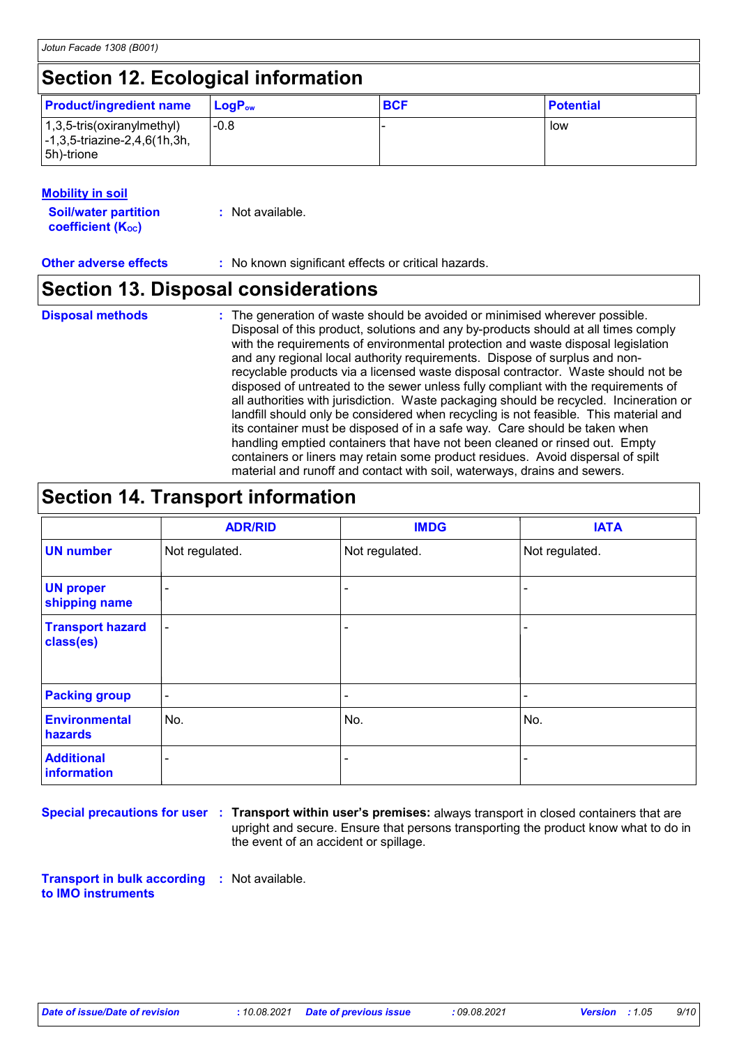## Section 12. Ecological information

| Product/ingredient name | $LogP_{ow}$ | BCF | Potential |
|---|---|---|---|
| 1,3,5-tris(oxiranylmethyl)-1,3,5-triazine-2,4,6(1h,3h,5h)-trione | -0.8 | - | low |

**Mobility in soil**

**Soil/water partition coefficient ($K_{OC}$)** : Not available.

**Other adverse effects** : No known significant effects or critical hazards.

## Section 13. Disposal considerations

**Disposal methods** : The generation of waste should be avoided or minimised wherever possible. Disposal of this product, solutions and any by-products should at all times comply with the requirements of environmental protection and waste disposal legislation and any regional local authority requirements. Dispose of surplus and non-recyclable products via a licensed waste disposal contractor. Waste should not be disposed of untreated to the sewer unless fully compliant with the requirements of all authorities with jurisdiction. Waste packaging should be recycled. Incineration or landfill should only be considered when recycling is not feasible. This material and its container must be disposed of in a safe way. Care should be taken when handling emptied containers that have not been cleaned or rinsed out. Empty containers or liners may retain some product residues. Avoid dispersal of spilt material and runoff and contact with soil, waterways, drains and sewers.

## Section 14. Transport information

| | ADR/RID | IMDG | IATA |
|---|---|---|---|
| UN number | Not regulated. | Not regulated. | Not regulated. |
| UN proper shipping name | - | - | - |
| Transport hazard class(es) | - | - | - |
| Packing group | - | - | - |
| Environmental hazards | No. | No. | No. |
| Additional information | - | - | - |

**Special precautions for user** : **Transport within user's premises:** always transport in closed containers that are upright and secure. Ensure that persons transporting the product know what to do in the event of an accident or spillage.

**Transport in bulk according to IMO instruments** : Not available.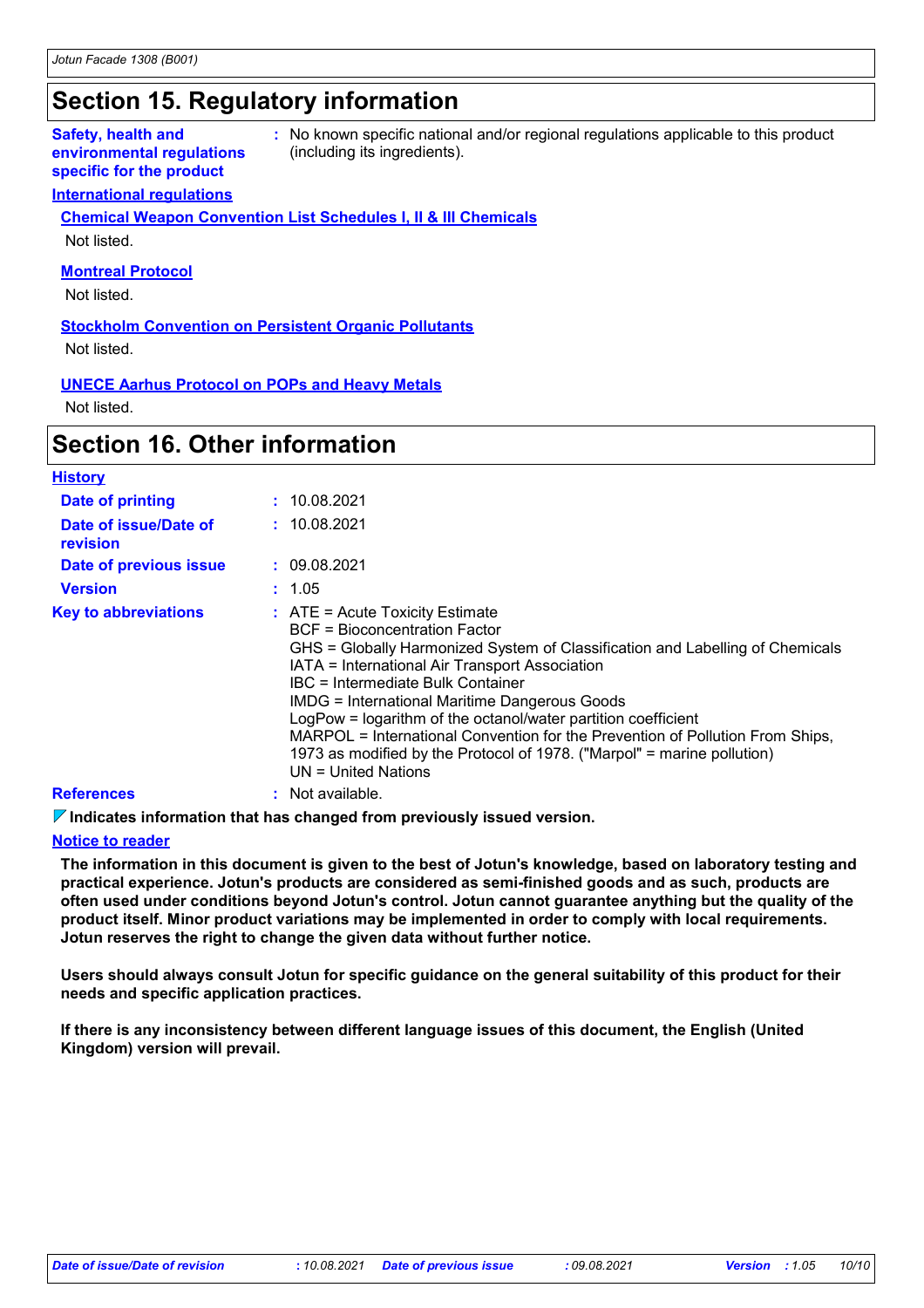# Section 15. Regulatory information

**Safety, health and environmental regulations specific for the product** : No known specific national and/or regional regulations applicable to this product (including its ingredients).

**International regulations**

**Chemical Weapon Convention List Schedules I, II & III Chemicals**

Not listed.

**Montreal Protocol**

Not listed.

**Stockholm Convention on Persistent Organic Pollutants**

Not listed.

**UNECE Aarhus Protocol on POPs and Heavy Metals**

Not listed.

# Section 16. Other information

**History**

**Date of printing** : 10.08.2021

**Date of issue/Date of revision** : 10.08.2021

**Date of previous issue** : 09.08.2021

**Version** : 1.05

**Key to abbreviations** : ATE = Acute Toxicity Estimate
BCF = Bioconcentration Factor
GHS = Globally Harmonized System of Classification and Labelling of Chemicals
IATA = International Air Transport Association
IBC = Intermediate Bulk Container
IMDG = International Maritime Dangerous Goods
LogPow = logarithm of the octanol/water partition coefficient
MARPOL = International Convention for the Prevention of Pollution From Ships, 1973 as modified by the Protocol of 1978. ("Marpol" = marine pollution)
UN = United Nations

**References** : Not available.

**Indicates information that has changed from previously issued version.**

**Notice to reader**

**The information in this document is given to the best of Jotun's knowledge, based on laboratory testing and practical experience. Jotun's products are considered as semi-finished goods and as such, products are often used under conditions beyond Jotun's control. Jotun cannot guarantee anything but the quality of the product itself. Minor product variations may be implemented in order to comply with local requirements. Jotun reserves the right to change the given data without further notice.**

**Users should always consult Jotun for specific guidance on the general suitability of this product for their needs and specific application practices.**

**If there is any inconsistency between different language issues of this document, the English (United Kingdom) version will prevail.**